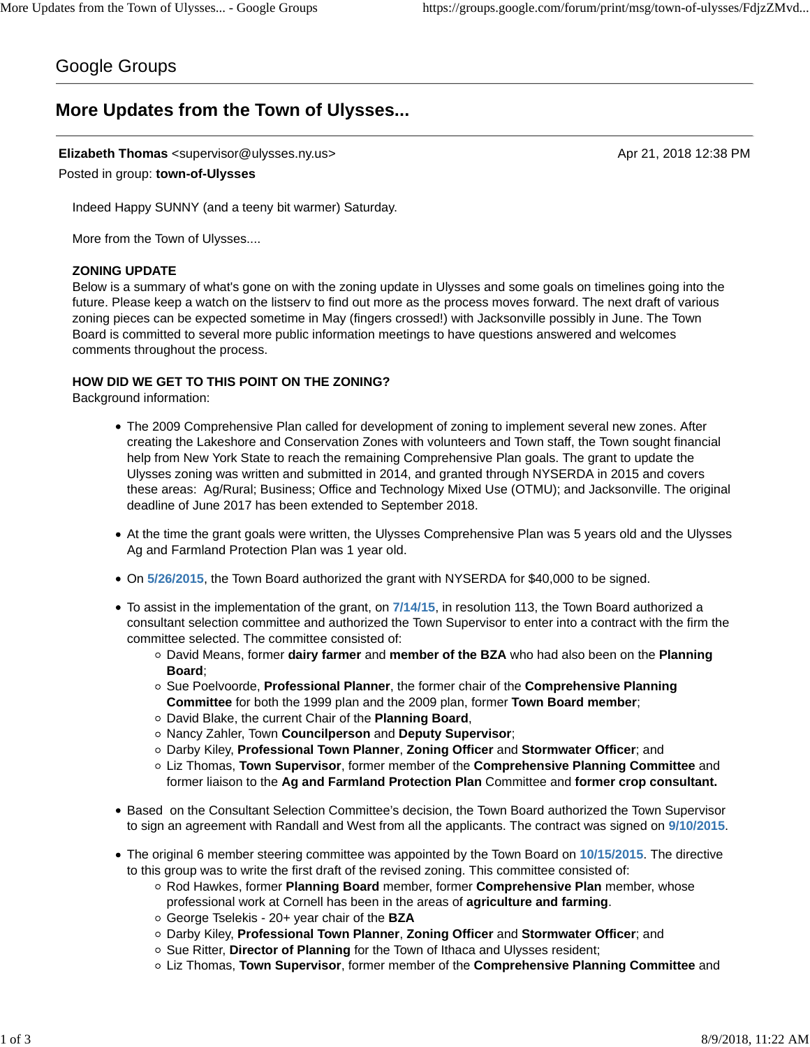Google Groups

# More Updates from the Town of Ulysses...

**Elizabeth Thomas** <supervisor@ulysses.ny.us> Apr 21, 2018 12:38 PM

Posted in group: **town-of-Ulysses**

Indeed Happy SUNNY (and a teeny bit warmer) Saturday.

More from the Town of Ulysses....

**ZONING UPDATE**

Below is a summary of what's gone on with the zoning update in Ulysses and some goals on timelines going into the future. Please keep a watch on the listserv to find out more as the process moves forward. The next draft of various zoning pieces can be expected sometime in May (fingers crossed!) with Jacksonville possibly in June. The Town Board is committed to several more public information meetings to have questions answered and welcomes comments throughout the process.

**HOW DID WE GET TO THIS POINT ON THE ZONING?**

Background information:

- The 2009 Comprehensive Plan called for development of zoning to implement several new zones. After creating the Lakeshore and Conservation Zones with volunteers and Town staff, the Town sought financial help from New York State to reach the remaining Comprehensive Plan goals. The grant to update the Ulysses zoning was written and submitted in 2014, and granted through NYSERDA in 2015 and covers these areas: Ag/Rural; Business; Office and Technology Mixed Use (OTMU); and Jacksonville. The original deadline of June 2017 has been extended to September 2018.

- At the time the grant goals were written, the Ulysses Comprehensive Plan was 5 years old and the Ulysses Ag and Farmland Protection Plan was 1 year old.

- On 5/26/2015, the Town Board authorized the grant with NYSERDA for $40,000 to be signed.

- To assist in the implementation of the grant, on 7/14/15, in resolution 113, the Town Board authorized a consultant selection committee and authorized the Town Supervisor to enter into a contract with the firm the committee selected. The committee consisted of:
  - David Means, former **dairy farmer** and **member of the BZA** who had also been on the **Planning Board**;
  - Sue Poelvoorde, **Professional Planner**, the former chair of the **Comprehensive Planning Committee** for both the 1999 plan and the 2009 plan, former **Town Board member**;
  - David Blake, the current Chair of the **Planning Board**,
  - Nancy Zahler, Town **Councilperson** and **Deputy Supervisor**;
  - Darby Kiley, **Professional Town Planner**, **Zoning Officer** and **Stormwater Officer**; and
  - Liz Thomas, **Town Supervisor**, former member of the **Comprehensive Planning Committee** and former liaison to the **Ag and Farmland Protection Plan** Committee and **former crop consultant.**

- Based on the Consultant Selection Committee's decision, the Town Board authorized the Town Supervisor to sign an agreement with Randall and West from all the applicants. The contract was signed on 9/10/2015.

- The original 6 member steering committee was appointed by the Town Board on 10/15/2015. The directive to this group was to write the first draft of the revised zoning. This committee consisted of:
  - Rod Hawkes, former **Planning Board** member, former **Comprehensive Plan** member, whose professional work at Cornell has been in the areas of **agriculture and farming**.
  - George Tselekis - 20+ year chair of the **BZA**
  - Darby Kiley, **Professional Town Planner**, **Zoning Officer** and **Stormwater Officer**; and
  - Sue Ritter, **Director of Planning** for the Town of Ithaca and Ulysses resident;
  - Liz Thomas, **Town Supervisor**, former member of the **Comprehensive Planning Committee** and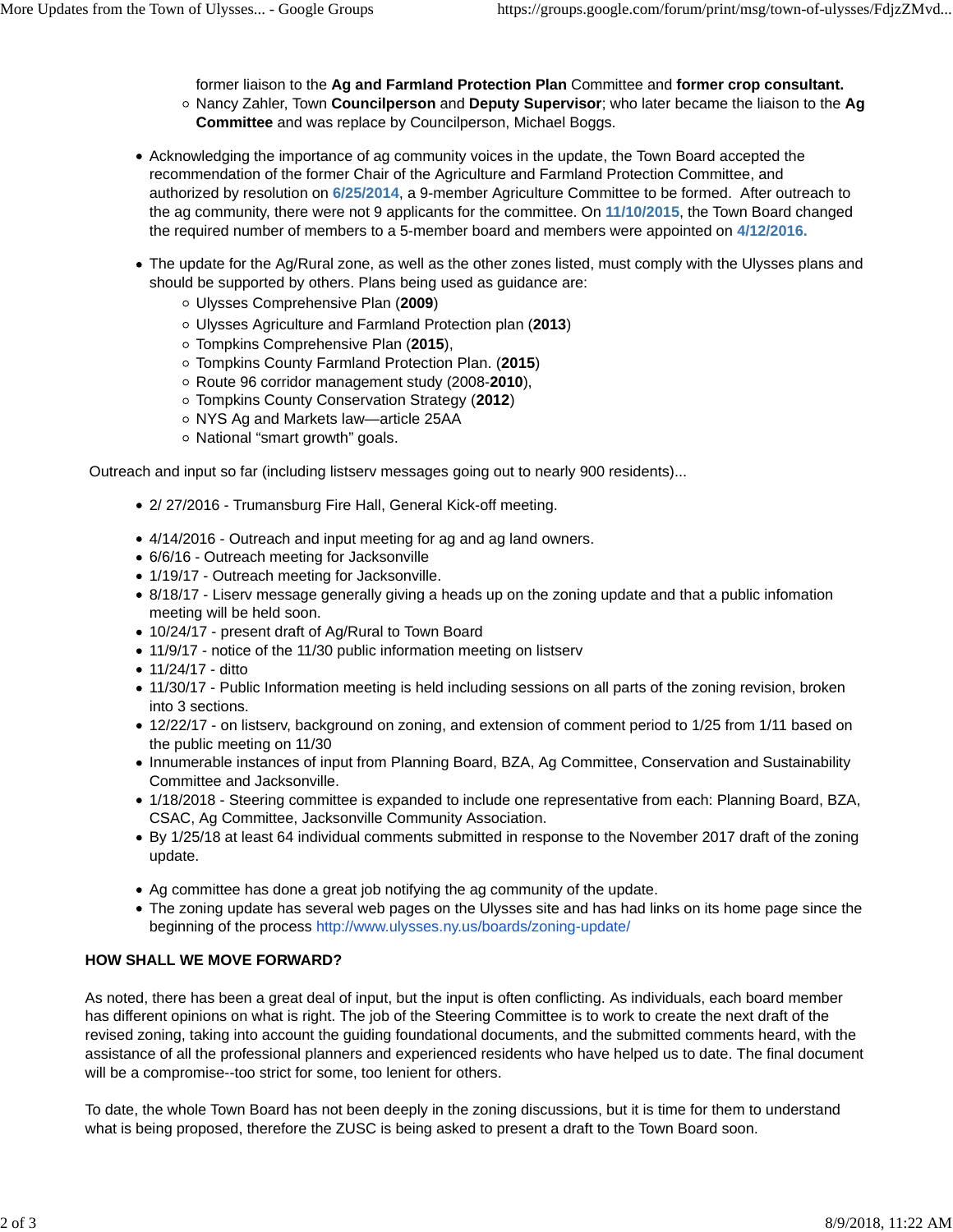former liaison to the **Ag and Farmland Protection Plan** Committee and **former crop consultant.**
    - Nancy Zahler, Town **Councilperson** and **Deputy Supervisor**; who later became the liaison to the **Ag Committee** and was replace by Councilperson, Michael Boggs.

- Acknowledging the importance of ag community voices in the update, the Town Board accepted the recommendation of the former Chair of the Agriculture and Farmland Protection Committee, and authorized by resolution on **6/25/2014**, a 9-member Agriculture Committee to be formed. After outreach to the ag community, there were not 9 applicants for the committee. On **11/10/2015**, the Town Board changed the required number of members to a 5-member board and members were appointed on **4/12/2016.**

- The update for the Ag/Rural zone, as well as the other zones listed, must comply with the Ulysses plans and should be supported by others. Plans being used as guidance are:
    - Ulysses Comprehensive Plan (**2009**)
    - Ulysses Agriculture and Farmland Protection plan (**2013**)
    - Tompkins Comprehensive Plan (**2015**),
    - Tompkins County Farmland Protection Plan. (**2015**)
    - Route 96 corridor management study (2008-**2010**),
    - Tompkins County Conservation Strategy (**2012**)
    - NYS Ag and Markets law—article 25AA
    - National "smart growth" goals.

Outreach and input so far (including listserv messages going out to nearly 900 residents)...

- 2/ 27/2016 - Trumansburg Fire Hall, General Kick-off meeting.

- 4/14/2016 - Outreach and input meeting for ag and ag land owners.
- 6/6/16 - Outreach meeting for Jacksonville
- 1/19/17 - Outreach meeting for Jacksonville.
- 8/18/17 - Liserv message generally giving a heads up on the zoning update and that a public infomation meeting will be held soon.
- 10/24/17 - present draft of Ag/Rural to Town Board
- 11/9/17 - notice of the 11/30 public information meeting on listserv
- 11/24/17 - ditto
- 11/30/17 - Public Information meeting is held including sessions on all parts of the zoning revision, broken into 3 sections.
- 12/22/17 - on listserv, background on zoning, and extension of comment period to 1/25 from 1/11 based on the public meeting on 11/30
- Innumerable instances of input from Planning Board, BZA, Ag Committee, Conservation and Sustainability Committee and Jacksonville.
- 1/18/2018 - Steering committee is expanded to include one representative from each: Planning Board, BZA, CSAC, Ag Committee, Jacksonville Community Association.
- By 1/25/18 at least 64 individual comments submitted in response to the November 2017 draft of the zoning update.

- Ag committee has done a great job notifying the ag community of the update.
- The zoning update has several web pages on the Ulysses site and has had links on its home page since the beginning of the process http://www.ulysses.ny.us/boards/zoning-update/

**HOW SHALL WE MOVE FORWARD?**

As noted, there has been a great deal of input, but the input is often conflicting. As individuals, each board member has different opinions on what is right. The job of the Steering Committee is to work to create the next draft of the revised zoning, taking into account the guiding foundational documents, and the submitted comments heard, with the assistance of all the professional planners and experienced residents who have helped us to date. The final document will be a compromise--too strict for some, too lenient for others.

To date, the whole Town Board has not been deeply in the zoning discussions, but it is time for them to understand what is being proposed, therefore the ZUSC is being asked to present a draft to the Town Board soon.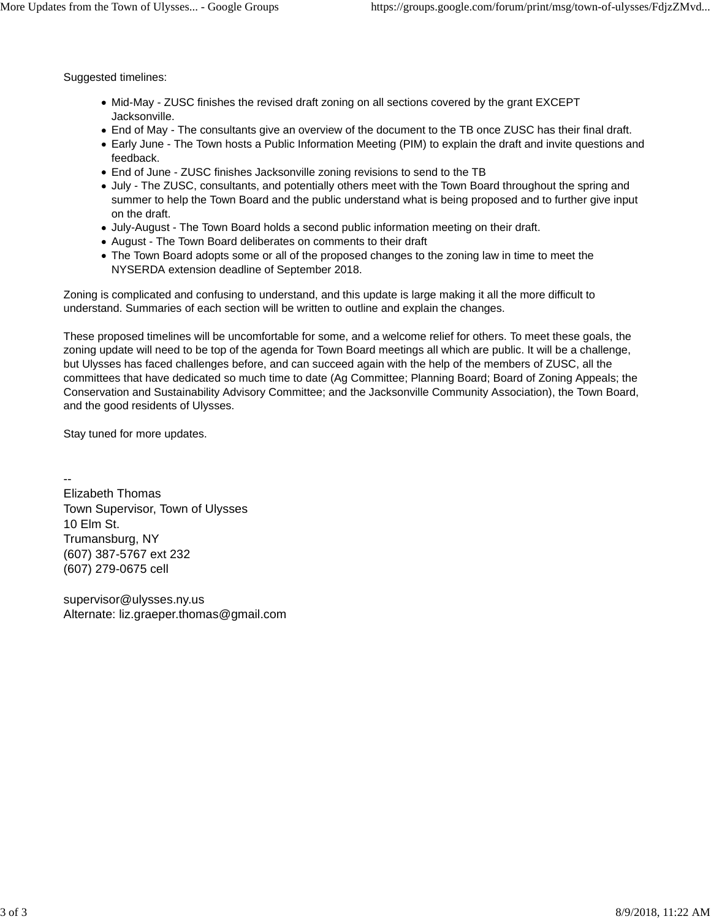Suggested timelines:

- Mid-May - ZUSC finishes the revised draft zoning on all sections covered by the grant EXCEPT Jacksonville.
- End of May - The consultants give an overview of the document to the TB once ZUSC has their final draft.
- Early June - The Town hosts a Public Information Meeting (PIM) to explain the draft and invite questions and feedback.
- End of June - ZUSC finishes Jacksonville zoning revisions to send to the TB
- July - The ZUSC, consultants, and potentially others meet with the Town Board throughout the spring and summer to help the Town Board and the public understand what is being proposed and to further give input on the draft.
- July-August - The Town Board holds a second public information meeting on their draft.
- August - The Town Board deliberates on comments to their draft
- The Town Board adopts some or all of the proposed changes to the zoning law in time to meet the NYSERDA extension deadline of September 2018.

Zoning is complicated and confusing to understand, and this update is large making it all the more difficult to understand. Summaries of each section will be written to outline and explain the changes.

These proposed timelines will be uncomfortable for some, and a welcome relief for others. To meet these goals, the zoning update will need to be top of the agenda for Town Board meetings all which are public. It will be a challenge, but Ulysses has faced challenges before, and can succeed again with the help of the members of ZUSC, all the committees that have dedicated so much time to date (Ag Committee; Planning Board; Board of Zoning Appeals; the Conservation and Sustainability Advisory Committee; and the Jacksonville Community Association), the Town Board, and the good residents of Ulysses.

Stay tuned for more updates.

--
Elizabeth Thomas
Town Supervisor, Town of Ulysses
10 Elm St.
Trumansburg, NY
(607) 387-5767 ext 232
(607) 279-0675 cell

supervisor@ulysses.ny.us
Alternate: liz.graeper.thomas@gmail.com